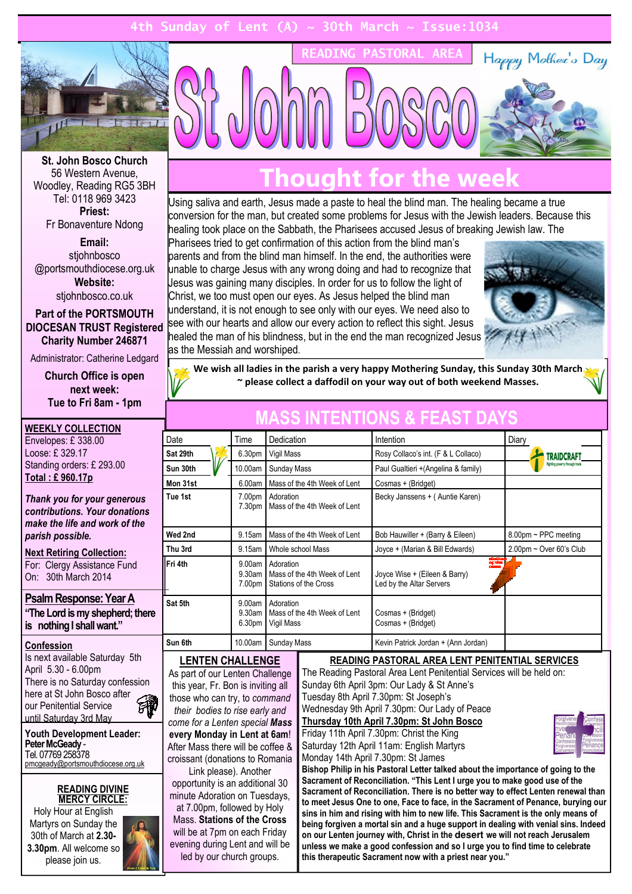4th Sunday of Lent (A) ~ 30th March ~ Issue:1034

READING PASTORAL AREA

# St John Bosco

Happy Mother's Day

**St. John Bosco Church**
56 Western Avenue,
Woodley, Reading RG5 3BH
Tel: 0118 969 3423

**Priest:**
Fr Bonaventure Ndong

**Email:**
stjohnbosco
@portsmouthdiocese.org.uk

**Website:**
stjohnbosco.co.uk

**Part of the PORTSMOUTH DIOCESAN TRUST Registered Charity Number 246871**

Administrator: Catherine Ledgard

**Church Office is open next week: Tue to Fri 8am - 1pm**

## Thought for the week

Using saliva and earth, Jesus made a paste to heal the blind man. The healing became a true conversion for the man, but created some problems for Jesus with the Jewish leaders. Because this healing took place on the Sabbath, the Pharisees accused Jesus of breaking Jewish law. The Pharisees tried to get confirmation of this action from the blind man's parents and from the blind man himself. In the end, the authorities were unable to charge Jesus with any wrong doing and had to recognize that Jesus was gaining many disciples. In order for us to follow the light of Christ, we too must open our eyes. As Jesus helped the blind man understand, it is not enough to see only with our eyes. We need also to see with our hearts and allow our every action to reflect this sight. Jesus healed the man of his blindness, but in the end the man recognized Jesus as the Messiah and worshiped.

**We wish all ladies in the parish a very happy Mothering Sunday, this Sunday 30th March ~ please collect a daffodil on your way out of both weekend Masses.**

**WEEKLY COLLECTION**
Envelopes: £ 338.00
Loose: £ 329.17
Standing orders: £ 293.00
**Total : £ 960.17p**

***Thank you for your generous contributions. Your donations make the life and work of the parish possible.***

**Next Retiring Collection:**
For: Clergy Assistance Fund
On: 30th March 2014

**Psalm Response: Year A**
**"The Lord is my shepherd; there is nothing I shall want."**

**Confession**
Is next available Saturday 5th April 5.30 - 6.00pm
There is no Saturday confession here at St John Bosco after our Penitential Service until Saturday 3rd May

**Youth Development Leader:**
**Peter McGeady** - Tel. 07769 258378
pmcgeady@portsmouthdiocese.org.uk

**READING DIVINE MERCY CIRCLE:**
Holy Hour at English Martyrs on Sunday the 30th of March at **2.30-3.30pm**. All welcome so please join us.

## MASS INTENTIONS & FEAST DAYS

| Date | Time | Dedication | Intention | Diary |
|---|---|---|---|---|
| **Sat 29th** | 6.30pm | Vigil Mass | Rosy Collaco's int. (F & L Collaco) | TRAIDCRAFT |
| **Sun 30th** | 10.00am | Sunday Mass | Paul Gualtieri +(Angelina & family) | |
| **Mon 31st** | 6.00am | Mass of the 4th Week of Lent | Cosmas + (Bridget) | |
| **Tue 1st** | 7.00pm<br>7.30pm | Adoration<br>Mass of the 4th Week of Lent | Becky Janssens + ( Auntie Karen) | |
| **Wed 2nd** | 9.15am | Mass of the 4th Week of Lent | Bob Hauwiller + (Barry & Eileen) | 8.00pm ~ PPC meeting |
| **Thu 3rd** | 9.15am | Whole school Mass | Joyce + (Marian & Bill Edwards) | 2.00pm ~ Over 60's Club |
| **Fri 4th** | 9.00am<br>9.30am<br>7.00pm | Adoration<br>Mass of the 4th Week of Lent<br>Stations of the Cross | Joyce Wise + (Eileen & Barry)<br>Led by the Altar Servers | |
| **Sat 5th** | 9.00am<br>9.30am<br>6.30pm | Adoration<br>Mass of the 4th Week of Lent<br>Vigil Mass | Cosmas + (Bridget)<br>Cosmas + (Bridget) | |
| **Sun 6th** | 10.00am | Sunday Mass | Kevin Patrick Jordan + (Ann Jordan) | |

**LENTEN CHALLENGE**
As part of our Lenten Challenge this year, Fr. Bon is inviting all those who can try, to *command their bodies to rise early and come for a Lenten special **Mass** **every Monday in Lent at 6am**!* After Mass there will be coffee & croissant (donations to Romania Link please). Another opportunity is an additional 30 minute Adoration on Tuesdays, at 7.00pm, followed by Holy Mass. **Stations of the Cross** will be at 7pm on each Friday evening during Lent and will be led by our church groups.

**READING PASTORAL AREA LENT PENITENTIAL SERVICES**
The Reading Pastoral Area Lent Penitential Services will be held on:
Sunday 6th April 3pm: Our Lady & St Anne's
Tuesday 8th April 7.30pm: St Joseph's
Wednesday 9th April 7.30pm: Our Lady of Peace
**Thursday 10th April 7.30pm: St John Bosco**
Friday 11th April 7.30pm: Christ the King
Saturday 12th April 11am: English Martyrs
Monday 14th April 7.30pm: St James

**Bishop Philip in his Pastoral Letter talked about the importance of going to the Sacrament of Reconciliation. "This Lent I urge you to make good use of the Sacrament of Reconciliation. There is no better way to effect Lenten renewal than to meet Jesus One to one, Face to face, in the Sacrament of Penance, burying our sins in him and rising with him to new life. This Sacrament is the only means of being forgiven a mortal sin and a huge support in dealing with venial sins. Indeed on our Lenten journey with, Christ in the desert we will not reach Jerusalem unless we make a good confession and so I urge you to find time to celebrate this therapeutic Sacrament now with a priest near you."**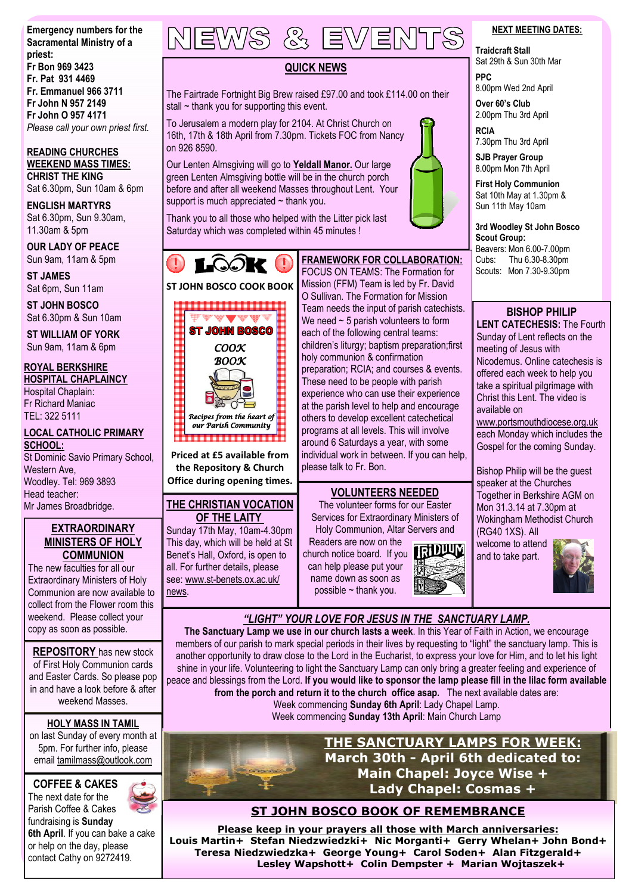**Emergency numbers for the Sacramental Ministry of a priest:**
**Fr Bon 969 3423**
**Fr. Pat 931 4469**
**Fr. Emmanuel 966 3711**
**Fr John N 957 2149**
**Fr John O 957 4171**
*Please call your own priest first.*

**READING CHURCHES WEEKEND MASS TIMES:**

**CHRIST THE KING**
Sat 6.30pm, Sun 10am & 6pm

**ENGLISH MARTYRS**
Sat 6.30pm, Sun 9.30am, 11.30am & 5pm

**OUR LADY OF PEACE**
Sun 9am, 11am & 5pm

**ST JAMES**
Sat 6pm, Sun 11am

**ST JOHN BOSCO**
Sat 6.30pm & Sun 10am

**ST WILLIAM OF YORK**
Sun 9am, 11am & 6pm

**ROYAL BERKSHIRE HOSPITAL CHAPLAINCY**
Hospital Chaplain: Fr Richard Maniac
TEL: 322 5111

**LOCAL CATHOLIC PRIMARY SCHOOL:**
St Dominic Savio Primary School, Western Ave, Woodley. Tel: 969 3893
Head teacher: Mr James Broadbridge.

## EXTRAORDINARY MINISTERS OF HOLY COMMUNION

The new faculties for all our Extraordinary Ministers of Holy Communion are now available to collect from the Flower room this weekend. Please collect your copy as soon as possible.

**REPOSITORY** has new stock of First Holy Communion cards and Easter Cards. So please pop in and have a look before & after weekend Masses.

**HOLY MASS IN TAMIL**
on last Sunday of every month at 5pm. For further info, please email tamilmass@outlook.com

**COFFEE & CAKES**
The next date for the Parish Coffee & Cakes fundraising is **Sunday 6th April**. If you can bake a cake or help on the day, please contact Cathy on 9272419.

# NEWS & EVENTS

## QUICK NEWS

The Fairtrade Fortnight Big Brew raised £97.00 and took £114.00 on their stall ~ thank you for supporting this event.

To Jerusalem a modern play for 2104. At Christ Church on 16th, 17th & 18th April from 7.30pm. Tickets FOC from Nancy on 926 8590.

Our Lentent Almsgiving will go to **Yeldall Manor.** Our large green Lenten Almsgiving bottle will be in the church porch before and after all weekend Masses throughout Lent. Your support is much appreciated ~ thank you.

Thank you to all those who helped with the Litter pick last Saturday which was completed within 45 minutes !

**LOOK**

**ST JOHN BOSCO COOK BOOK**

ST JOHN BOSCO COOK BOOK
*Recipes from the heart of our Parish Community*

**Priced at £5 available from the Repository & Church Office during opening times.**

**FRAMEWORK FOR COLLABORATION:**
FOCUS ON TEAMS: The Formation for Mission (FFM) Team is led by Fr. David O Sullivan. The Formation for Mission Team needs the input of parish catechists. We need ~ 5 parish volunteers to form each of the following central teams: children's liturgy; baptism preparation;first holy communion & confirmation preparation; RCIA; and courses & events. These need to be people with parish experience who can use their experience at the parish level to help and encourage others to develop excellent catechetical programs at all levels. This will involve around 6 Saturdays a year, with some individual work in between. If you can help, please talk to Fr. Bon.

**THE CHRISTIAN VOCATION OF THE LAITY**
Sunday 17th May, 10am-4.30pm This day, which will be held at St Benet's Hall, Oxford, is open to all. For further details, please see: www.st-benets.ox.ac.uk/news.

**VOLUNTEERS NEEDED**
The volunteer forms for our Easter Services for Extraordinary Ministers of Holy Communion, Altar Servers and Readers are now on the church notice board. If you can help please put your name down as soon as possible ~ thank you.

**NEXT MEETING DATES:**

**Traidcraft Stall**
Sat 29th & Sun 30th Mar

**PPC**
8.00pm Wed 2nd April

**Over 60's Club**
2.00pm Thu 3rd April

**RCIA**
7.30pm Thu 3rd April

**SJB Prayer Group**
8.00pm Mon 7th April

**First Holy Communion**
Sat 10th May at 1.30pm & Sun 11th May 10am

**3rd Woodley St John Bosco Scout Group:**
Beavers: Mon 6.00-7.00pm
Cubs: Thu 6.30-8.30pm
Scouts: Mon 7.30-9.30pm

**BISHOP PHILIP**
**LENT CATECHESIS:** The Fourth Sunday of Lent reflects on the meeting of Jesus with Nicodemus. Online catechesis is offered each week to help you take a spiritual pilgrimage with Christ this Lent. The video is available on www.portsmouthdiocese.org.uk each Monday which includes the Gospel for the coming Sunday.

Bishop Philip will be the guest speaker at the Churches Together in Berkshire AGM on Mon 31.3.14 at 7.30pm at Wokingham Methodist Church (RG40 1XS). All welcome to attend and to take part.

## *"LIGHT" YOUR LOVE FOR JESUS IN THE SANCTUARY LAMP.*

**The Sanctuary Lamp we use in our church lasts a week**. In this Year of Faith in Action, we encourage members of our parish to mark special periods in their lives by requesting to "light" the sanctuary lamp. This is another opportunity to draw close to the Lord in the Eucharist, to express your love for Him, and to let his light shine in your life. Volunteering to light the Sanctuary Lamp can only bring a greater feeling and experience of peace and blessings from the Lord. **If you would like to sponsor the lamp please fill in the lilac form available from the porch and return it to the church office asap.** The next available dates are:
Week commencing **Sunday 6th April**: Lady Chapel Lamp.
Week commencing **Sunday 13th April**: Main Church Lamp

**THE SANCTUARY LAMPS FOR WEEK:**
**March 30th - April 6th dedicated to:**
**Main Chapel: Joyce Wise +**
**Lady Chapel: Cosmas +**

## ST JOHN BOSCO BOOK OF REMEMBRANCE

**Please keep in your prayers all those with March anniversaries:**
**Louis Martin+ Stefan Niedzwiedzki+ Nic Morganti+ Gerry Whelan+ John Bond+ Teresa Niedzwiedzka+ George Young+ Carol Soden+ Alan Fitzgerald+ Lesley Wapshott+ Colin Dempster + Marian Wojtaszek+**